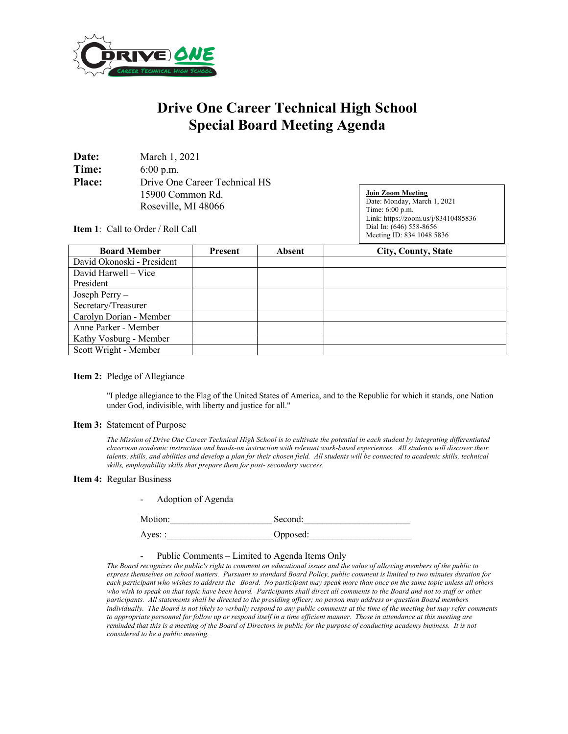# Drive One Career Technical High School
# Special Board Meeting Agenda

**Date:** March 1, 2021
**Time:** 6:00 p.m.
**Place:** Drive One Career Technical HS
15900 Common Rd.
Roseville, MI 48066

**Join Zoom Meeting**
Date: Monday, March 1, 2021
Time: 6:00 p.m.
Link: https://zoom.us/j/83410485836
Dial In: (646) 558-8656
Meeting ID: 834 1048 5836

**Item 1**: Call to Order / Roll Call

| Board Member | Present | Absent | City, County, State |
|---|---|---|---|
| David Okonoski - President | | | |
| David Harwell – Vice President | | | |
| Joseph Perry – Secretary/Treasurer | | | |
| Carolyn Dorian - Member | | | |
| Anne Parker - Member | | | |
| Kathy Vosburg - Member | | | |
| Scott Wright - Member | | | |

**Item 2:** Pledge of Allegiance

"I pledge allegiance to the Flag of the United States of America, and to the Republic for which it stands, one Nation under God, indivisible, with liberty and justice for all."

**Item 3:** Statement of Purpose

*The Mission of Drive One Career Technical High School is to cultivate the potential in each student by integrating differentiated classroom academic instruction and hands-on instruction with relevant work-based experiences. All students will discover their talents, skills, and abilities and develop a plan for their chosen field. All students will be connected to academic skills, technical skills, employability skills that prepare them for post- secondary success.*

**Item 4:** Regular Business

- Adoption of Agenda

Motion:_____________________ Second:______________________

Ayes: :______________________Opposed:_____________________

- Public Comments – Limited to Agenda Items Only

*The Board recognizes the public's right to comment on educational issues and the value of allowing members of the public to express themselves on school matters. Pursuant to standard Board Policy, public comment is limited to two minutes duration for each participant who wishes to address the Board. No participant may speak more than once on the same topic unless all others who wish to speak on that topic have been heard. Participants shall direct all comments to the Board and not to staff or other participants. All statements shall be directed to the presiding officer; no person may address or question Board members individually. The Board is not likely to verbally respond to any public comments at the time of the meeting but may refer comments to appropriate personnel for follow up or respond itself in a time efficient manner. Those in attendance at this meeting are reminded that this is a meeting of the Board of Directors in public for the purpose of conducting academy business. It is not considered to be a public meeting.*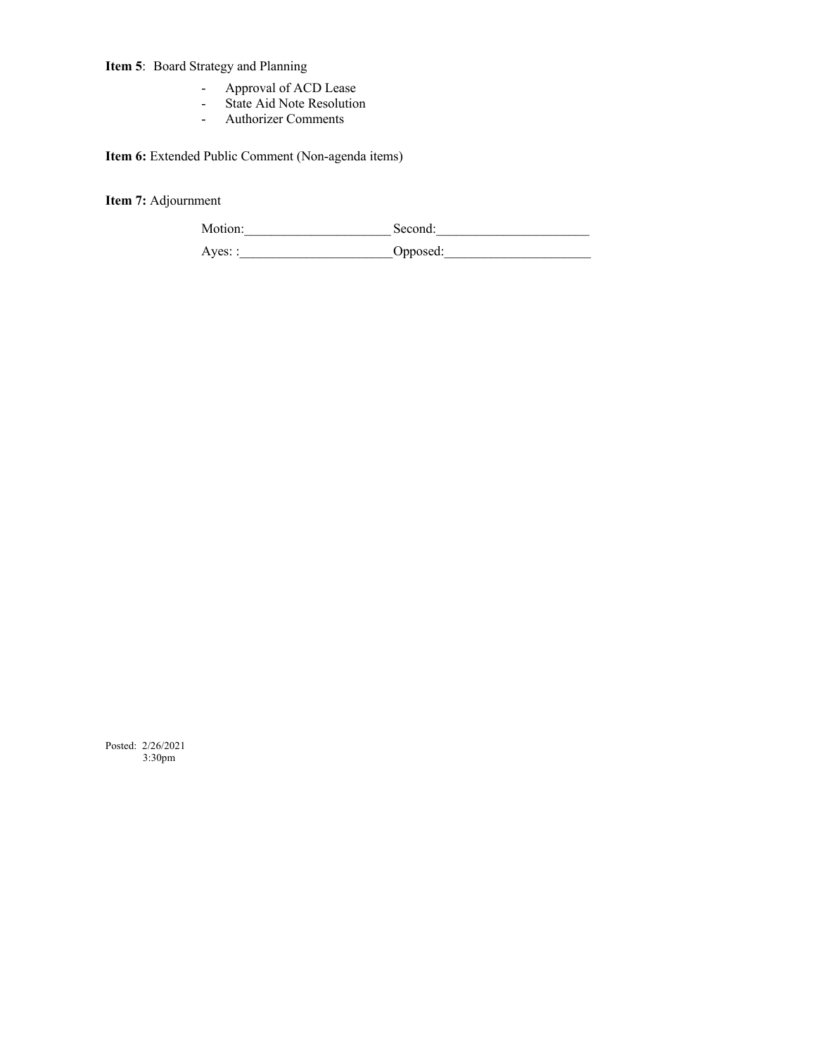**Item 5**: Board Strategy and Planning

- Approval of ACD Lease
- State Aid Note Resolution
- Authorizer Comments

**Item 6:** Extended Public Comment (Non-agenda items)

**Item 7:** Adjournment

Motion:_____________________ Second:______________________

Ayes: :______________________Opposed:_____________________

Posted: 2/26/2021
3:30pm